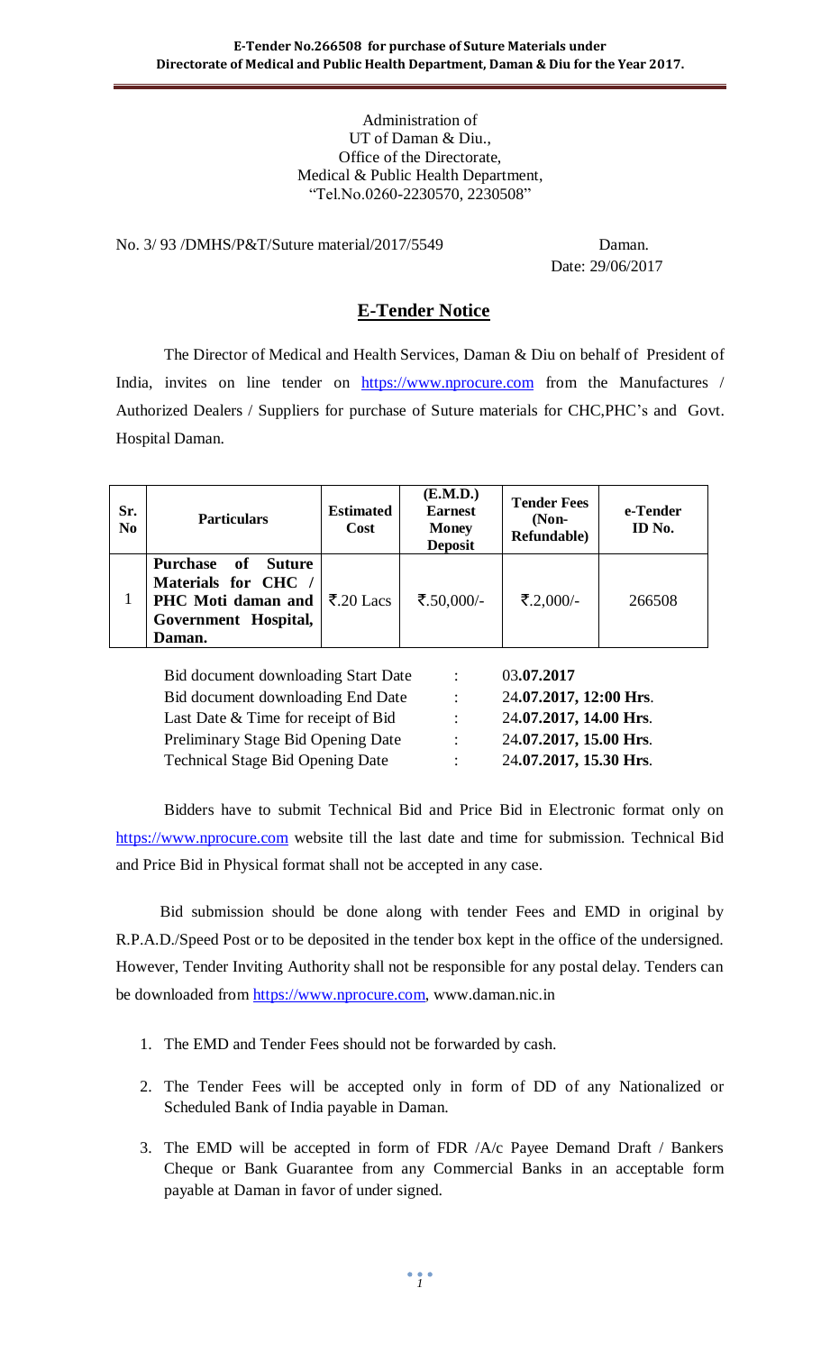Administration of
UT of Daman & Diu.,
Office of the Directorate,
Medical & Public Health Department,
"Tel.No.0260-2230570, 2230508"

No. 3/ 93 /DMHS/P&T/Suture material/2017/5549 Daman.
Date: 29/06/2017

## E-Tender Notice

The Director of Medical and Health Services, Daman & Diu on behalf of President of India, invites on line tender on https://www.nprocure.com from the Manufactures / Authorized Dealers / Suppliers for purchase of Suture materials for CHC,PHC's and Govt. Hospital Daman.

| Sr. No | Particulars | Estimated Cost | (E.M.D.) Earnest Money Deposit | Tender Fees (Non-Refundable) | e-Tender ID No. |
|---|---|---|---|---|---|
| 1 | **Purchase of Suture Materials for CHC / PHC Moti daman and Government Hospital, Daman.** | ₹.20 Lacs | ₹.50,000/- | ₹.2,000/- | 266508 |

| | | |
|---|---|---|
| Bid document downloading Start Date | : | 03**.07.2017** |
| Bid document downloading End Date | : | 24**.07.2017, 12:00 Hrs**. |
| Last Date & Time for receipt of Bid | : | 24**.07.2017, 14.00 Hrs**. |
| Preliminary Stage Bid Opening Date | : | 24**.07.2017, 15.00 Hrs**. |
| Technical Stage Bid Opening Date | : | 24**.07.2017, 15.30 Hrs**. |

Bidders have to submit Technical Bid and Price Bid in Electronic format only on https://www.nprocure.com website till the last date and time for submission. Technical Bid and Price Bid in Physical format shall not be accepted in any case.

Bid submission should be done along with tender Fees and EMD in original by R.P.A.D./Speed Post or to be deposited in the tender box kept in the office of the undersigned. However, Tender Inviting Authority shall not be responsible for any postal delay. Tenders can be downloaded from https://www.nprocure.com, www.daman.nic.in

1. The EMD and Tender Fees should not be forwarded by cash.
2. The Tender Fees will be accepted only in form of DD of any Nationalized or Scheduled Bank of India payable in Daman.
3. The EMD will be accepted in form of FDR /A/c Payee Demand Draft / Bankers Cheque or Bank Guarantee from any Commercial Banks in an acceptable form payable at Daman in favor of under signed.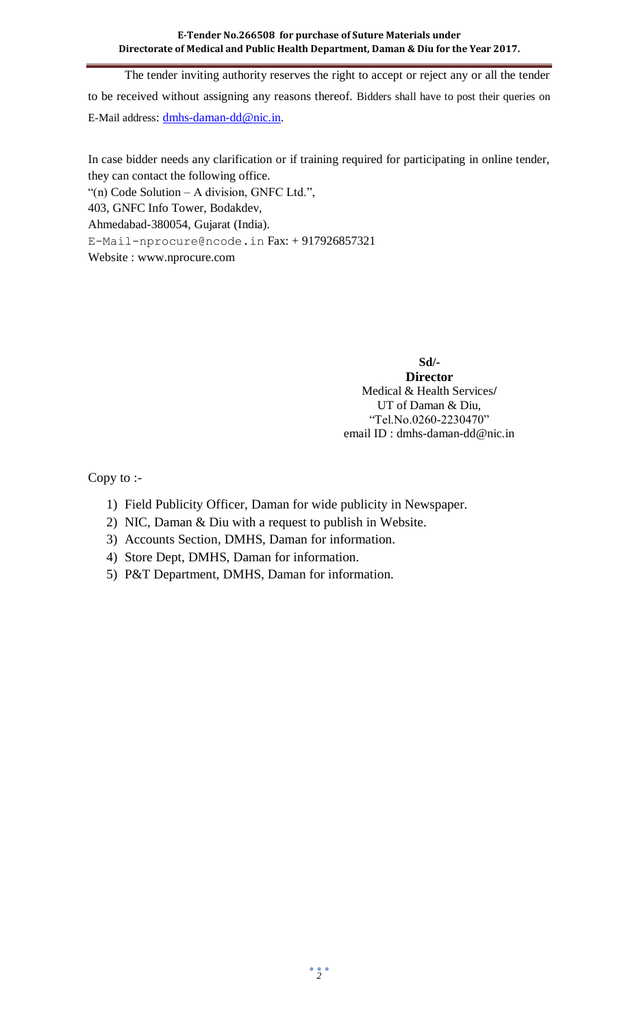The tender inviting authority reserves the right to accept or reject any or all the tender to be received without assigning any reasons thereof. Bidders shall have to post their queries on E-Mail address: dmhs-daman-dd@nic.in.

In case bidder needs any clarification or if training required for participating in online tender, they can contact the following office.

"(n) Code Solution – A division, GNFC Ltd.",
403, GNFC Info Tower, Bodakdev,
Ahmedabad-380054, Gujarat (India).
E-Mail-nprocure@ncode.in Fax: + 917926857321
Website : www.nprocure.com

**Sd/-**
**Director**
Medical & Health Services/
UT of Daman & Diu,
"Tel.No.0260-2230470"
email ID : dmhs-daman-dd@nic.in

Copy to :-

1) Field Publicity Officer, Daman for wide publicity in Newspaper.
2) NIC, Daman & Diu with a request to publish in Website.
3) Accounts Section, DMHS, Daman for information.
4) Store Dept, DMHS, Daman for information.
5) P&T Department, DMHS, Daman for information.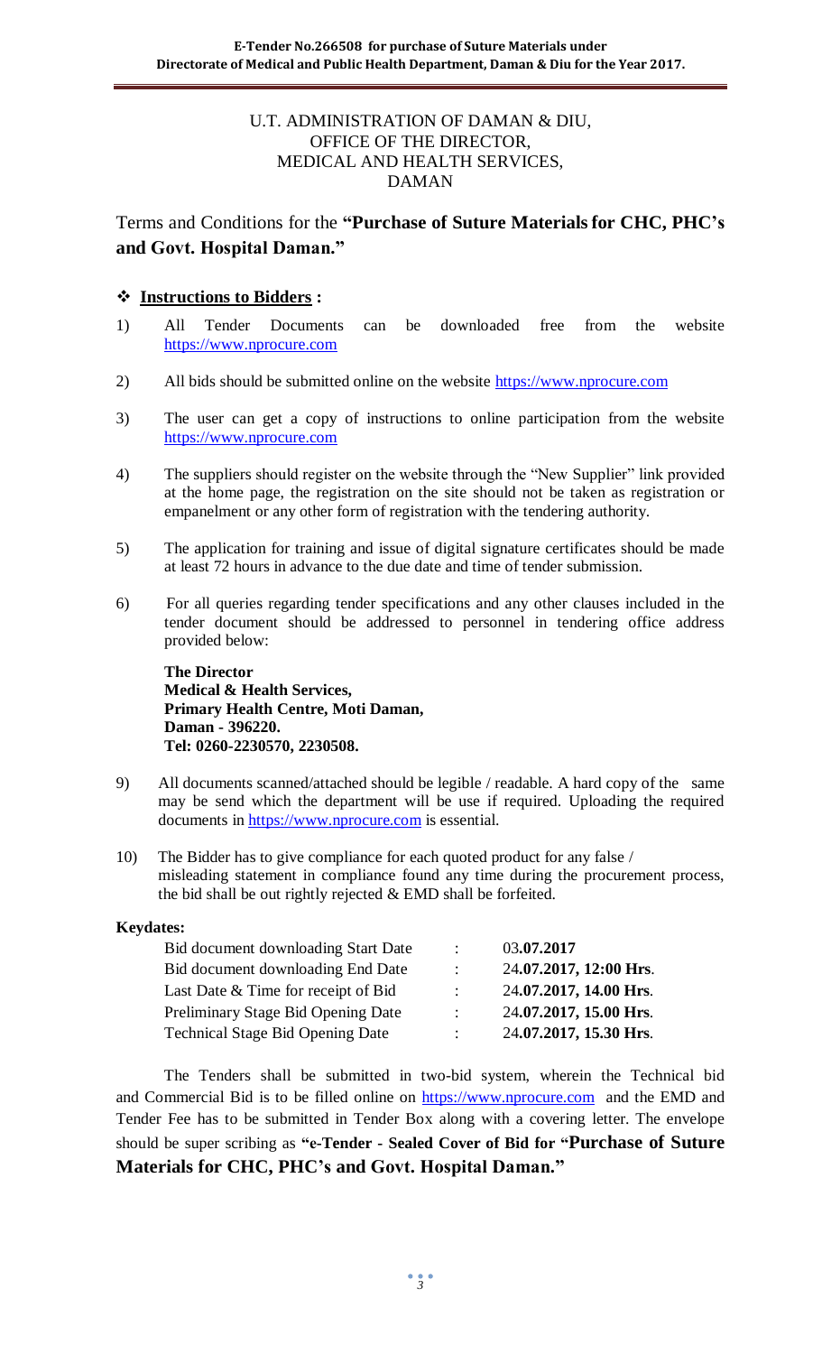U.T. ADMINISTRATION OF DAMAN & DIU,
OFFICE OF THE DIRECTOR,
MEDICAL AND HEALTH SERVICES,
DAMAN

## Terms and Conditions for the **"Purchase of Suture Materials for CHC, PHC's and Govt. Hospital Daman."**

### ❖ **Instructions to Bidders :**

1) All Tender Documents can be downloaded free from the website https://www.nprocure.com

2) All bids should be submitted online on the website https://www.nprocure.com

3) The user can get a copy of instructions to online participation from the website https://www.nprocure.com

4) The suppliers should register on the website through the "New Supplier" link provided at the home page, the registration on the site should not be taken as registration or empanelment or any other form of registration with the tendering authority.

5) The application for training and issue of digital signature certificates should be made at least 72 hours in advance to the due date and time of tender submission.

6) For all queries regarding tender specifications and any other clauses included in the tender document should be addressed to personnel in tendering office address provided below:

   **The Director**
   **Medical & Health Services,**
   **Primary Health Centre, Moti Daman,**
   **Daman - 396220.**
   **Tel: 0260-2230570, 2230508.**

9) All documents scanned/attached should be legible / readable. A hard copy of the same may be send which the department will be use if required. Uploading the required documents in https://www.nprocure.com is essential.

10) The Bidder has to give compliance for each quoted product for any false / misleading statement in compliance found any time during the procurement process, the bid shall be out rightly rejected & EMD shall be forfeited.

**Keydates:**

| | | |
|---|---|---|
| Bid document downloading Start Date | : | 03**.07.2017** |
| Bid document downloading End Date | : | 24**.07.2017, 12:00 Hrs**. |
| Last Date & Time for receipt of Bid | : | 24**.07.2017, 14.00 Hrs**. |
| Preliminary Stage Bid Opening Date | : | 24**.07.2017, 15.00 Hrs**. |
| Technical Stage Bid Opening Date | : | 24**.07.2017, 15.30 Hrs**. |

The Tenders shall be submitted in two-bid system, wherein the Technical bid and Commercial Bid is to be filled online on https://www.nprocure.com and the EMD and Tender Fee has to be submitted in Tender Box along with a covering letter. The envelope should be super scribing as **"e-Tender - Sealed Cover of Bid for "Purchase of Suture Materials for CHC, PHC's and Govt. Hospital Daman."**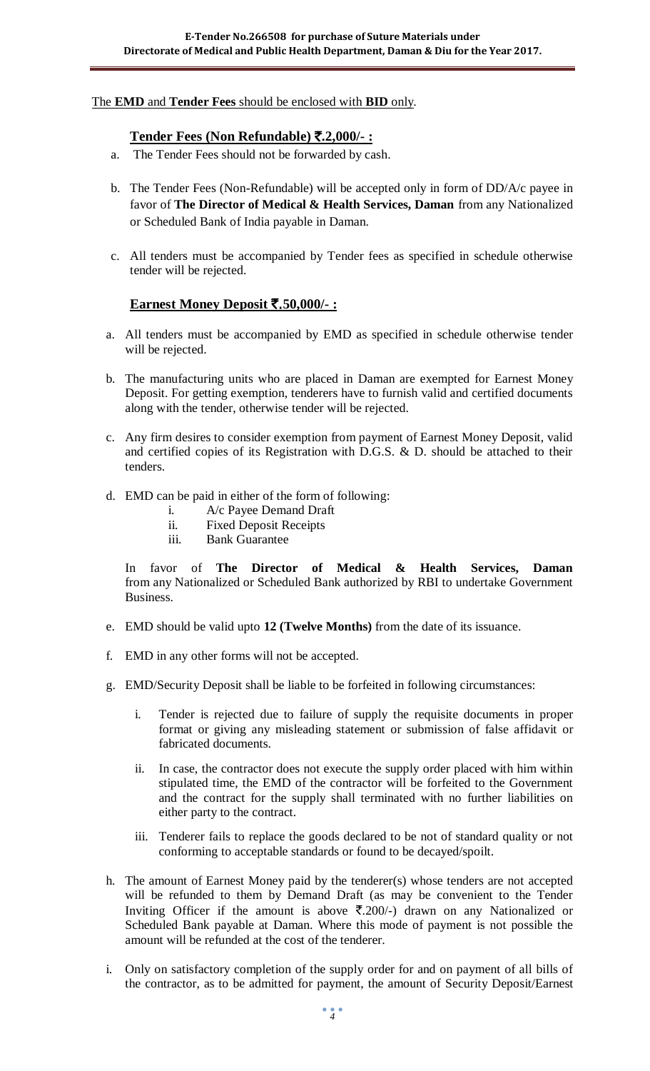<u>The **EMD** and **Tender Fees** should be enclosed with **BID** only.</u>

### <u>Tender Fees (Non Refundable) ₹.2,000/- :</u>

a. The Tender Fees should not be forwarded by cash.

b. The Tender Fees (Non-Refundable) will be accepted only in form of DD/A/c payee in favor of **The Director of Medical & Health Services, Daman** from any Nationalized or Scheduled Bank of India payable in Daman.

c. All tenders must be accompanied by Tender fees as specified in schedule otherwise tender will be rejected.

### <u>Earnest Money Deposit ₹.50,000/- :</u>

a. All tenders must be accompanied by EMD as specified in schedule otherwise tender will be rejected.

b. The manufacturing units who are placed in Daman are exempted for Earnest Money Deposit. For getting exemption, tenderers have to furnish valid and certified documents along with the tender, otherwise tender will be rejected.

c. Any firm desires to consider exemption from payment of Earnest Money Deposit, valid and certified copies of its Registration with D.G.S. & D. should be attached to their tenders.

d. EMD can be paid in either of the form of following:
   i. A/c Payee Demand Draft
   ii. Fixed Deposit Receipts
   iii. Bank Guarantee

   In favor of **The Director of Medical & Health Services, Daman** from any Nationalized or Scheduled Bank authorized by RBI to undertake Government Business.

e. EMD should be valid upto **12 (Twelve Months)** from the date of its issuance.

f. EMD in any other forms will not be accepted.

g. EMD/Security Deposit shall be liable to be forfeited in following circumstances:

   i. Tender is rejected due to failure of supply the requisite documents in proper format or giving any misleading statement or submission of false affidavit or fabricated documents.

   ii. In case, the contractor does not execute the supply order placed with him within stipulated time, the EMD of the contractor will be forfeited to the Government and the contract for the supply shall terminated with no further liabilities on either party to the contract.

   iii. Tenderer fails to replace the goods declared to be not of standard quality or not conforming to acceptable standards or found to be decayed/spoilt.

h. The amount of Earnest Money paid by the tenderer(s) whose tenders are not accepted will be refunded to them by Demand Draft (as may be convenient to the Tender Inviting Officer if the amount is above ₹.200/-) drawn on any Nationalized or Scheduled Bank payable at Daman. Where this mode of payment is not possible the amount will be refunded at the cost of the tenderer.

i. Only on satisfactory completion of the supply order for and on payment of all bills of the contractor, as to be admitted for payment, the amount of Security Deposit/Earnest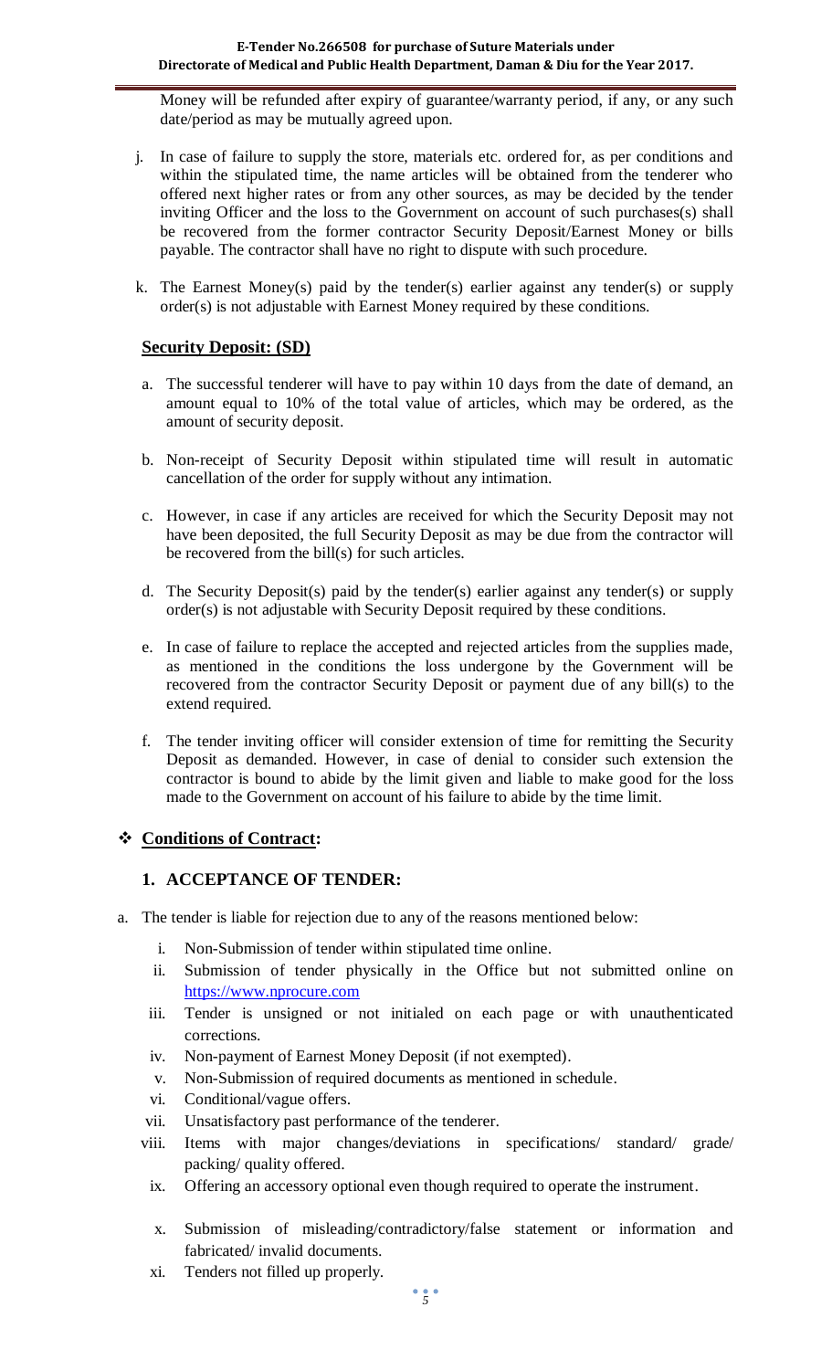Money will be refunded after expiry of guarantee/warranty period, if any, or any such date/period as may be mutually agreed upon.

j. In case of failure to supply the store, materials etc. ordered for, as per conditions and within the stipulated time, the name articles will be obtained from the tenderer who offered next higher rates or from any other sources, as may be decided by the tender inviting Officer and the loss to the Government on account of such purchases(s) shall be recovered from the former contractor Security Deposit/Earnest Money or bills payable. The contractor shall have no right to dispute with such procedure.

k. The Earnest Money(s) paid by the tender(s) earlier against any tender(s) or supply order(s) is not adjustable with Earnest Money required by these conditions.

**Security Deposit: (SD)**

a. The successful tenderer will have to pay within 10 days from the date of demand, an amount equal to 10% of the total value of articles, which may be ordered, as the amount of security deposit.

b. Non-receipt of Security Deposit within stipulated time will result in automatic cancellation of the order for supply without any intimation.

c. However, in case if any articles are received for which the Security Deposit may not have been deposited, the full Security Deposit as may be due from the contractor will be recovered from the bill(s) for such articles.

d. The Security Deposit(s) paid by the tender(s) earlier against any tender(s) or supply order(s) is not adjustable with Security Deposit required by these conditions.

e. In case of failure to replace the accepted and rejected articles from the supplies made, as mentioned in the conditions the loss undergone by the Government will be recovered from the contractor Security Deposit or payment due of any bill(s) to the extend required.

f. The tender inviting officer will consider extension of time for remitting the Security Deposit as demanded. However, in case of denial to consider such extension the contractor is bound to abide by the limit given and liable to make good for the loss made to the Government on account of his failure to abide by the time limit.

## ❖ Conditions of Contract:

### 1. ACCEPTANCE OF TENDER:

a. The tender is liable for rejection due to any of the reasons mentioned below:

   i. Non-Submission of tender within stipulated time online.
   ii. Submission of tender physically in the Office but not submitted online on https://www.nprocure.com
   iii. Tender is unsigned or not initialed on each page or with unauthenticated corrections.
   iv. Non-payment of Earnest Money Deposit (if not exempted).
   v. Non-Submission of required documents as mentioned in schedule.
   vi. Conditional/vague offers.
   vii. Unsatisfactory past performance of the tenderer.
   viii. Items with major changes/deviations in specifications/ standard/ grade/ packing/ quality offered.
   ix. Offering an accessory optional even though required to operate the instrument.
   x. Submission of misleading/contradictory/false statement or information and fabricated/ invalid documents.
   xi. Tenders not filled up properly.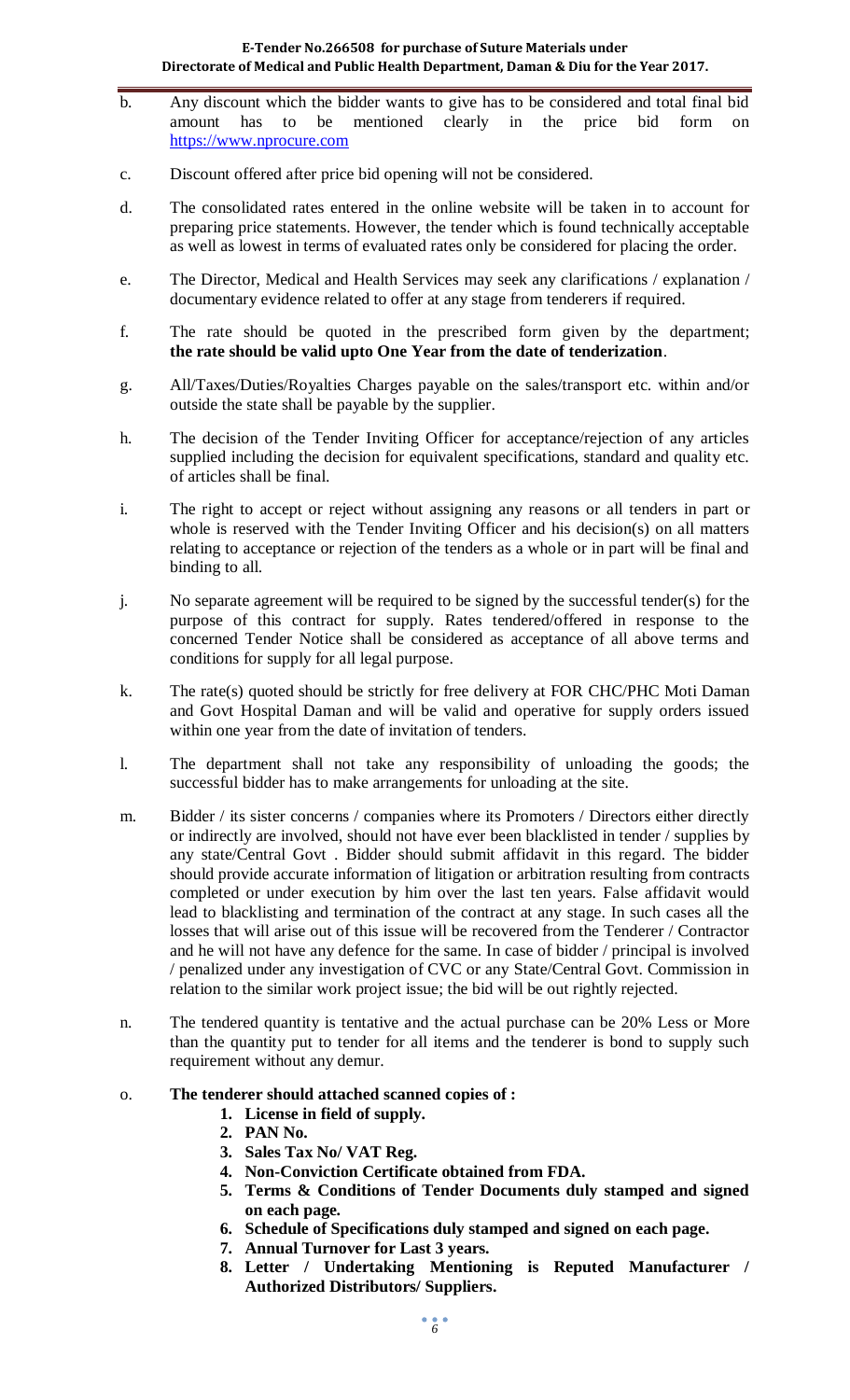b. Any discount which the bidder wants to give has to be considered and total final bid amount has to be mentioned clearly in the price bid form on https://www.nprocure.com

c. Discount offered after price bid opening will not be considered.

d. The consolidated rates entered in the online website will be taken in to account for preparing price statements. However, the tender which is found technically acceptable as well as lowest in terms of evaluated rates only be considered for placing the order.

e. The Director, Medical and Health Services may seek any clarifications / explanation / documentary evidence related to offer at any stage from tenderers if required.

f. The rate should be quoted in the prescribed form given by the department; **the rate should be valid upto One Year from the date of tenderization**.

g. All/Taxes/Duties/Royalties Charges payable on the sales/transport etc. within and/or outside the state shall be payable by the supplier.

h. The decision of the Tender Inviting Officer for acceptance/rejection of any articles supplied including the decision for equivalent specifications, standard and quality etc. of articles shall be final.

i. The right to accept or reject without assigning any reasons or all tenders in part or whole is reserved with the Tender Inviting Officer and his decision(s) on all matters relating to acceptance or rejection of the tenders as a whole or in part will be final and binding to all.

j. No separate agreement will be required to be signed by the successful tender(s) for the purpose of this contract for supply. Rates tendered/offered in response to the concerned Tender Notice shall be considered as acceptance of all above terms and conditions for supply for all legal purpose.

k. The rate(s) quoted should be strictly for free delivery at FOR CHC/PHC Moti Daman and Govt Hospital Daman and will be valid and operative for supply orders issued within one year from the date of invitation of tenders.

l. The department shall not take any responsibility of unloading the goods; the successful bidder has to make arrangements for unloading at the site.

m. Bidder / its sister concerns / companies where its Promoters / Directors either directly or indirectly are involved, should not have ever been blacklisted in tender / supplies by any state/Central Govt . Bidder should submit affidavit in this regard. The bidder should provide accurate information of litigation or arbitration resulting from contracts completed or under execution by him over the last ten years. False affidavit would lead to blacklisting and termination of the contract at any stage. In such cases all the losses that will arise out of this issue will be recovered from the Tenderer / Contractor and he will not have any defence for the same. In case of bidder / principal is involved / penalized under any investigation of CVC or any State/Central Govt. Commission in relation to the similar work project issue; the bid will be out rightly rejected.

n. The tendered quantity is tentative and the actual purchase can be 20% Less or More than the quantity put to tender for all items and the tenderer is bond to supply such requirement without any demur.

o. **The tenderer should attached scanned copies of :**

1. **License in field of supply.**
2. **PAN No.**
3. **Sales Tax No/ VAT Reg.**
4. **Non-Conviction Certificate obtained from FDA.**
5. **Terms & Conditions of Tender Documents duly stamped and signed on each page.**
6. **Schedule of Specifications duly stamped and signed on each page.**
7. **Annual Turnover for Last 3 years.**
8. **Letter / Undertaking Mentioning is Reputed Manufacturer / Authorized Distributors/ Suppliers.**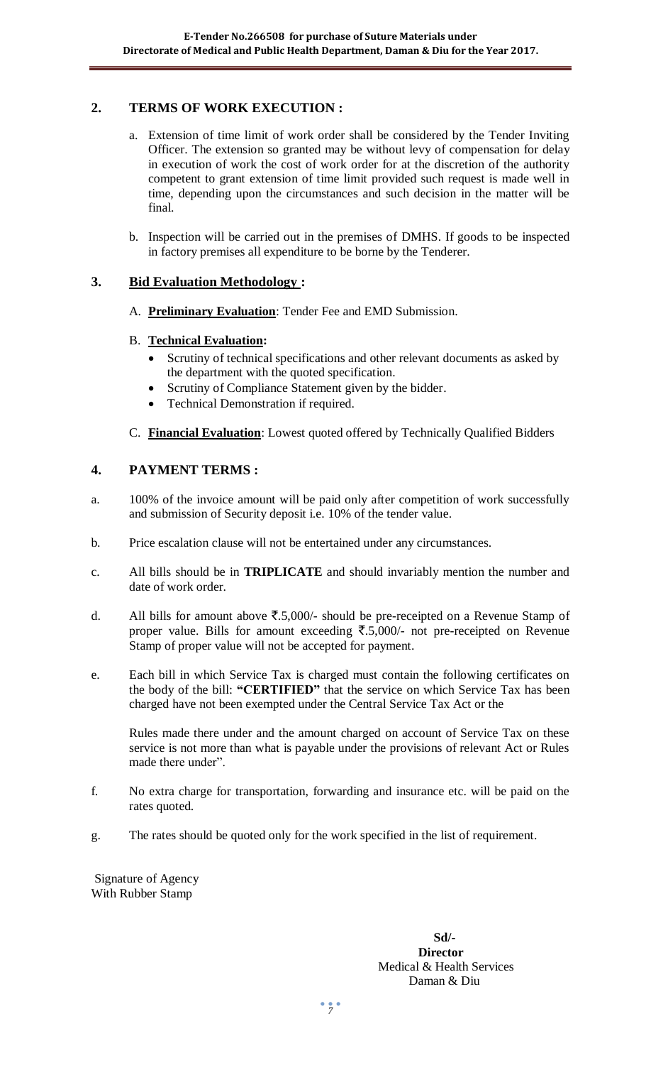## 2. TERMS OF WORK EXECUTION :

a. Extension of time limit of work order shall be considered by the Tender Inviting Officer. The extension so granted may be without levy of compensation for delay in execution of work the cost of work order for at the discretion of the authority competent to grant extension of time limit provided such request is made well in time, depending upon the circumstances and such decision in the matter will be final.

b. Inspection will be carried out in the premises of DMHS. If goods to be inspected in factory premises all expenditure to be borne by the Tenderer.

## 3. Bid Evaluation Methodology :

A. **Preliminary Evaluation**: Tender Fee and EMD Submission.

B. **Technical Evaluation:**

- Scrutiny of technical specifications and other relevant documents as asked by the department with the quoted specification.
- Scrutiny of Compliance Statement given by the bidder.
- Technical Demonstration if required.

C. **Financial Evaluation**: Lowest quoted offered by Technically Qualified Bidders

## 4. PAYMENT TERMS :

a. 100% of the invoice amount will be paid only after competition of work successfully and submission of Security deposit i.e. 10% of the tender value.

b. Price escalation clause will not be entertained under any circumstances.

c. All bills should be in **TRIPLICATE** and should invariably mention the number and date of work order.

d. All bills for amount above ₹.5,000/- should be pre-receipted on a Revenue Stamp of proper value. Bills for amount exceeding ₹.5,000/- not pre-receipted on Revenue Stamp of proper value will not be accepted for payment.

e. Each bill in which Service Tax is charged must contain the following certificates on the body of the bill: **"CERTIFIED"** that the service on which Service Tax has been charged have not been exempted under the Central Service Tax Act or the

Rules made there under and the amount charged on account of Service Tax on these service is not more than what is payable under the provisions of relevant Act or Rules made there under".

f. No extra charge for transportation, forwarding and insurance etc. will be paid on the rates quoted.

g. The rates should be quoted only for the work specified in the list of requirement.

Signature of Agency
With Rubber Stamp

**Sd/-**
**Director**
Medical & Health Services
Daman & Diu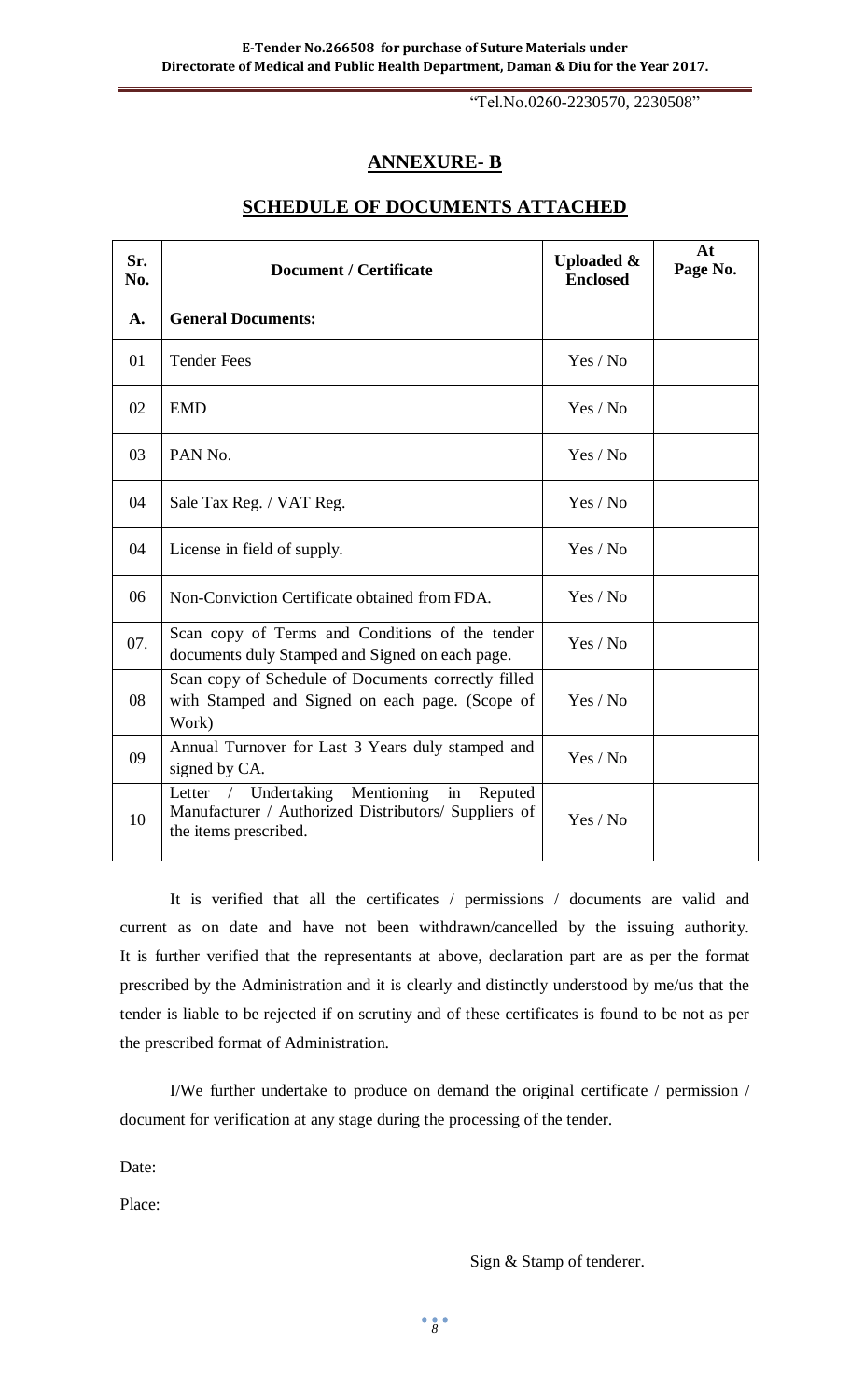"Tel.No.0260-2230570, 2230508"

## ANNEXURE- B

## SCHEDULE OF DOCUMENTS ATTACHED

| Sr. No. | Document / Certificate | Uploaded & Enclosed | At Page No. |
|---|---|---|---|
| **A.** | **General Documents:** | | |
| 01 | Tender Fees | Yes / No | |
| 02 | EMD | Yes / No | |
| 03 | PAN No. | Yes / No | |
| 04 | Sale Tax Reg. / VAT Reg. | Yes / No | |
| 04 | License in field of supply. | Yes / No | |
| 06 | Non-Conviction Certificate obtained from FDA. | Yes / No | |
| 07. | Scan copy of Terms and Conditions of the tender documents duly Stamped and Signed on each page. | Yes / No | |
| 08 | Scan copy of Schedule of Documents correctly filled with Stamped and Signed on each page. (Scope of Work) | Yes / No | |
| 09 | Annual Turnover for Last 3 Years duly stamped and signed by CA. | Yes / No | |
| 10 | Letter / Undertaking Mentioning in Reputed Manufacturer / Authorized Distributors/ Suppliers of the items prescribed. | Yes / No | |

It is verified that all the certificates / permissions / documents are valid and current as on date and have not been withdrawn/cancelled by the issuing authority. It is further verified that the representants at above, declaration part are as per the format prescribed by the Administration and it is clearly and distinctly understood by me/us that the tender is liable to be rejected if on scrutiny and of these certificates is found to be not as per the prescribed format of Administration.

I/We further undertake to produce on demand the original certificate / permission / document for verification at any stage during the processing of the tender.

Date:

Place:

Sign & Stamp of tenderer.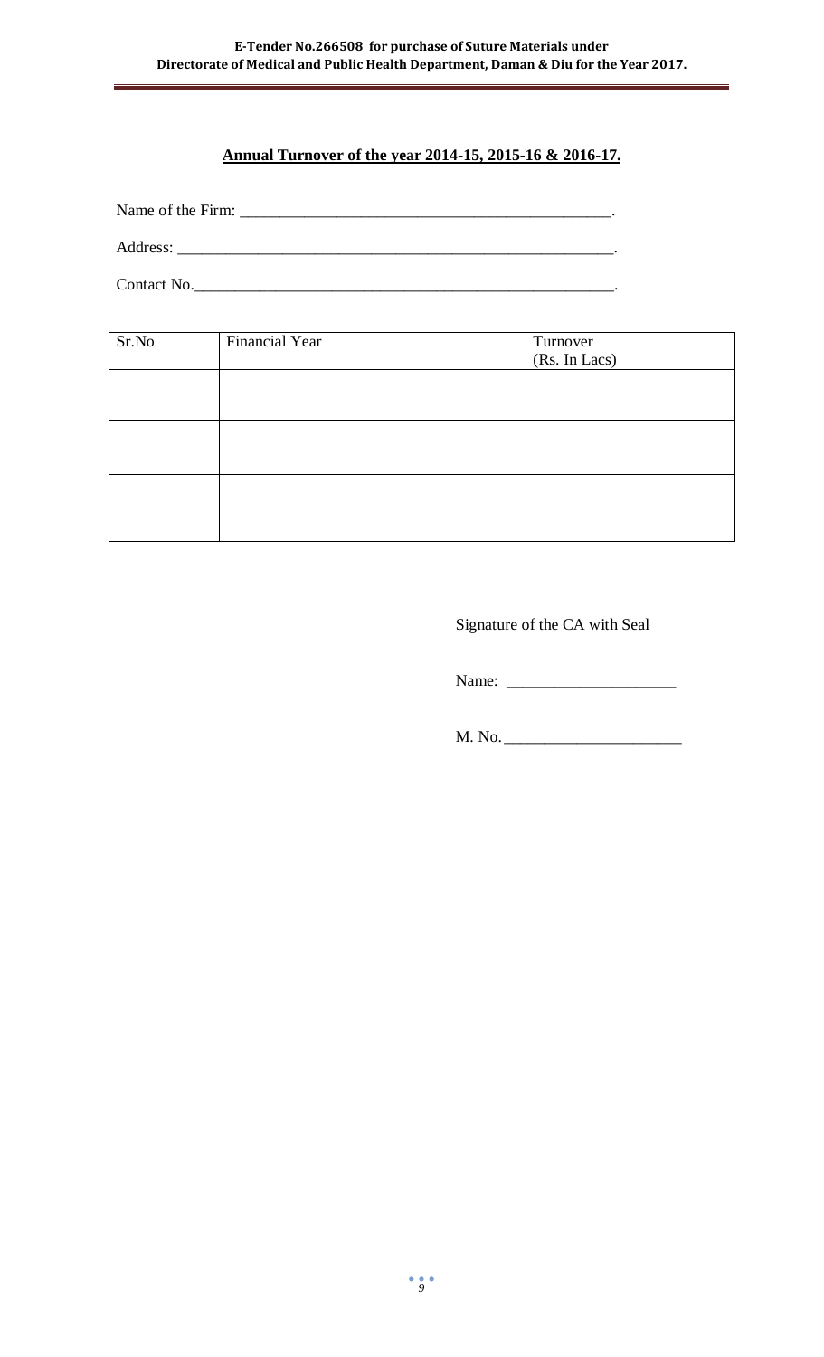## Annual Turnover of the year 2014-15, 2015-16 & 2016-17.

Name of the Firm: _______________________________________________.

Address: _________________________________________________________.

Contact No.______________________________________________________.

| Sr.No | Financial Year | Turnover (Rs. In Lacs) |
|---|---|---|
| | | |
| | | |
| | | |

Signature of the CA with Seal

Name: ____________________

M. No. ______________________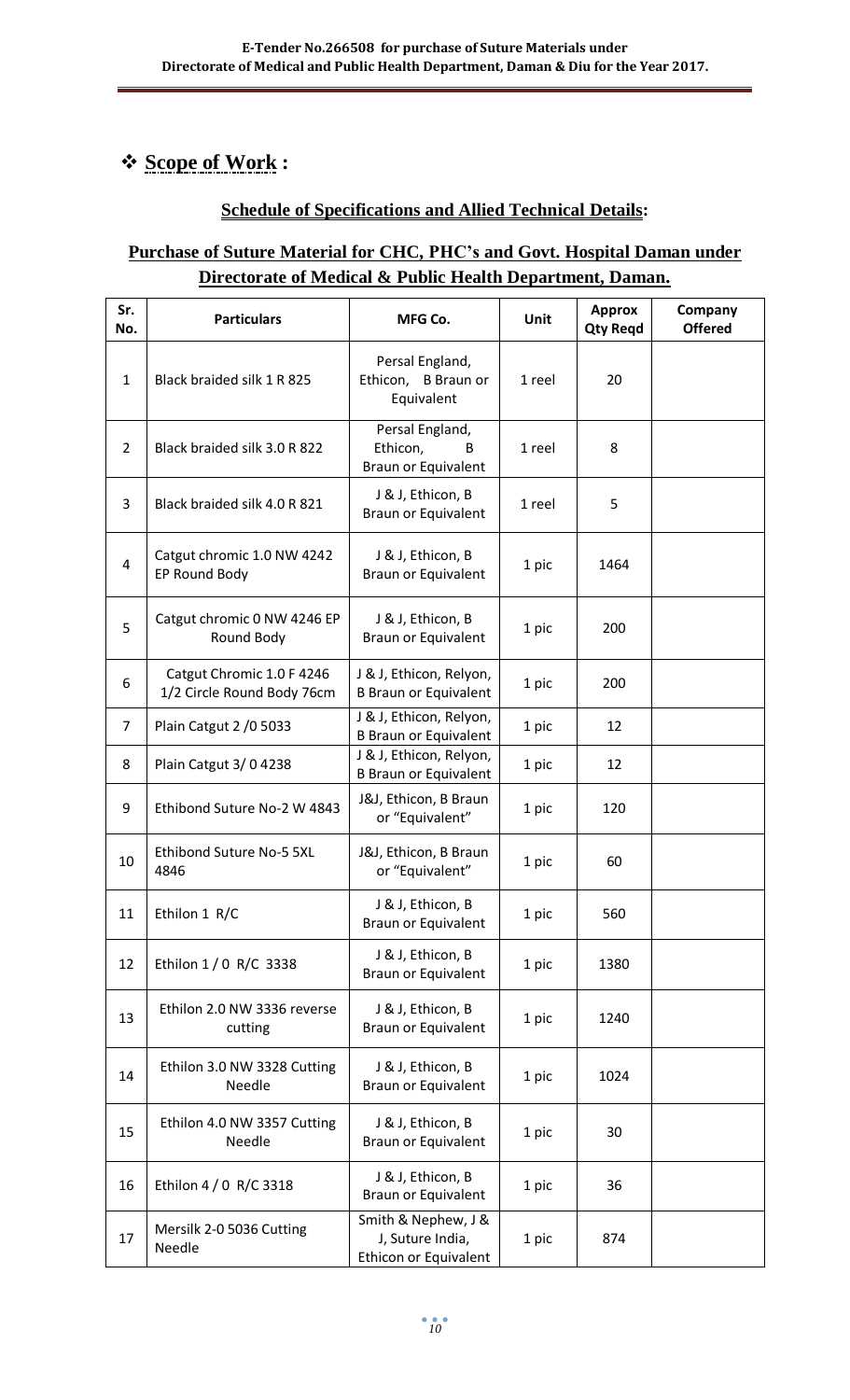## ❖ Scope of Work :

### Schedule of Specifications and Allied Technical Details:

### Purchase of Suture Material for CHC, PHC's and Govt. Hospital Daman under Directorate of Medical & Public Health Department, Daman.

| Sr. No. | Particulars | MFG Co. | Unit | Approx Qty Reqd | Company Offered |
|---|---|---|---|---|---|
| 1 | Black braided silk 1 R 825 | Persal England, Ethicon, B Braun or Equivalent | 1 reel | 20 | |
| 2 | Black braided silk 3.0 R 822 | Persal England, Ethicon, B Braun or Equivalent | 1 reel | 8 | |
| 3 | Black braided silk 4.0 R 821 | J & J, Ethicon, B Braun or Equivalent | 1 reel | 5 | |
| 4 | Catgut chromic 1.0 NW 4242 EP Round Body | J & J, Ethicon, B Braun or Equivalent | 1 pic | 1464 | |
| 5 | Catgut chromic 0 NW 4246 EP Round Body | J & J, Ethicon, B Braun or Equivalent | 1 pic | 200 | |
| 6 | Catgut Chromic 1.0 F 4246 1/2 Circle Round Body 76cm | J & J, Ethicon, Relyon, B Braun or Equivalent | 1 pic | 200 | |
| 7 | Plain Catgut 2 /0 5033 | J & J, Ethicon, Relyon, B Braun or Equivalent | 1 pic | 12 | |
| 8 | Plain Catgut 3/ 0 4238 | J & J, Ethicon, Relyon, B Braun or Equivalent | 1 pic | 12 | |
| 9 | Ethibond Suture No-2 W 4843 | J&J, Ethicon, B Braun or "Equivalent" | 1 pic | 120 | |
| 10 | Ethibond Suture No-5 5XL 4846 | J&J, Ethicon, B Braun or "Equivalent" | 1 pic | 60 | |
| 11 | Ethilon 1 R/C | J & J, Ethicon, B Braun or Equivalent | 1 pic | 560 | |
| 12 | Ethilon 1 / 0 R/C 3338 | J & J, Ethicon, B Braun or Equivalent | 1 pic | 1380 | |
| 13 | Ethilon 2.0 NW 3336 reverse cutting | J & J, Ethicon, B Braun or Equivalent | 1 pic | 1240 | |
| 14 | Ethilon 3.0 NW 3328 Cutting Needle | J & J, Ethicon, B Braun or Equivalent | 1 pic | 1024 | |
| 15 | Ethilon 4.0 NW 3357 Cutting Needle | J & J, Ethicon, B Braun or Equivalent | 1 pic | 30 | |
| 16 | Ethilon 4 / 0 R/C 3318 | J & J, Ethicon, B Braun or Equivalent | 1 pic | 36 | |
| 17 | Mersilk 2-0 5036 Cutting Needle | Smith & Nephew, J & J, Suture India, Ethicon or Equivalent | 1 pic | 874 | |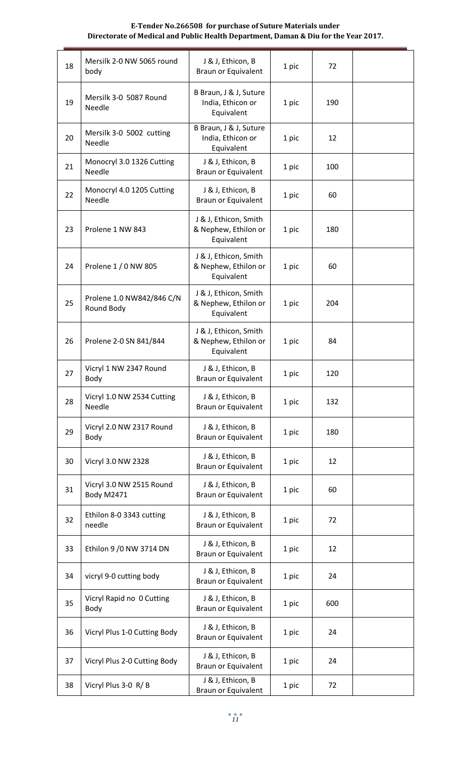| 18 | Mersilk 2-0 NW 5065 round body | J & J, Ethicon, B Braun or Equivalent | 1 pic | 72 | |
|---|---|---|---|---|---|
| 19 | Mersilk 3-0 5087 Round Needle | B Braun, J & J, Suture India, Ethicon or Equivalent | 1 pic | 190 | |
| 20 | Mersilk 3-0 5002 cutting Needle | B Braun, J & J, Suture India, Ethicon or Equivalent | 1 pic | 12 | |
| 21 | Monocryl 3.0 1326 Cutting Needle | J & J, Ethicon, B Braun or Equivalent | 1 pic | 100 | |
| 22 | Monocryl 4.0 1205 Cutting Needle | J & J, Ethicon, B Braun or Equivalent | 1 pic | 60 | |
| 23 | Prolene 1 NW 843 | J & J, Ethicon, Smith & Nephew, Ethilon or Equivalent | 1 pic | 180 | |
| 24 | Prolene 1 / 0 NW 805 | J & J, Ethicon, Smith & Nephew, Ethilon or Equivalent | 1 pic | 60 | |
| 25 | Prolene 1.0 NW842/846 C/N Round Body | J & J, Ethicon, Smith & Nephew, Ethilon or Equivalent | 1 pic | 204 | |
| 26 | Prolene 2-0 SN 841/844 | J & J, Ethicon, Smith & Nephew, Ethilon or Equivalent | 1 pic | 84 | |
| 27 | Vicryl 1 NW 2347 Round Body | J & J, Ethicon, B Braun or Equivalent | 1 pic | 120 | |
| 28 | Vicryl 1.0 NW 2534 Cutting Needle | J & J, Ethicon, B Braun or Equivalent | 1 pic | 132 | |
| 29 | Vicryl 2.0 NW 2317 Round Body | J & J, Ethicon, B Braun or Equivalent | 1 pic | 180 | |
| 30 | Vicryl 3.0 NW 2328 | J & J, Ethicon, B Braun or Equivalent | 1 pic | 12 | |
| 31 | Vicryl 3.0 NW 2515 Round Body M2471 | J & J, Ethicon, B Braun or Equivalent | 1 pic | 60 | |
| 32 | Ethilon 8-0 3343 cutting needle | J & J, Ethicon, B Braun or Equivalent | 1 pic | 72 | |
| 33 | Ethilon 9 /0 NW 3714 DN | J & J, Ethicon, B Braun or Equivalent | 1 pic | 12 | |
| 34 | vicryl 9-0 cutting body | J & J, Ethicon, B Braun or Equivalent | 1 pic | 24 | |
| 35 | Vicryl Rapid no 0 Cutting Body | J & J, Ethicon, B Braun or Equivalent | 1 pic | 600 | |
| 36 | Vicryl Plus 1-0 Cutting Body | J & J, Ethicon, B Braun or Equivalent | 1 pic | 24 | |
| 37 | Vicryl Plus 2-0 Cutting Body | J & J, Ethicon, B Braun or Equivalent | 1 pic | 24 | |
| 38 | Vicryl Plus 3-0 R/ B | J & J, Ethicon, B Braun or Equivalent | 1 pic | 72 | |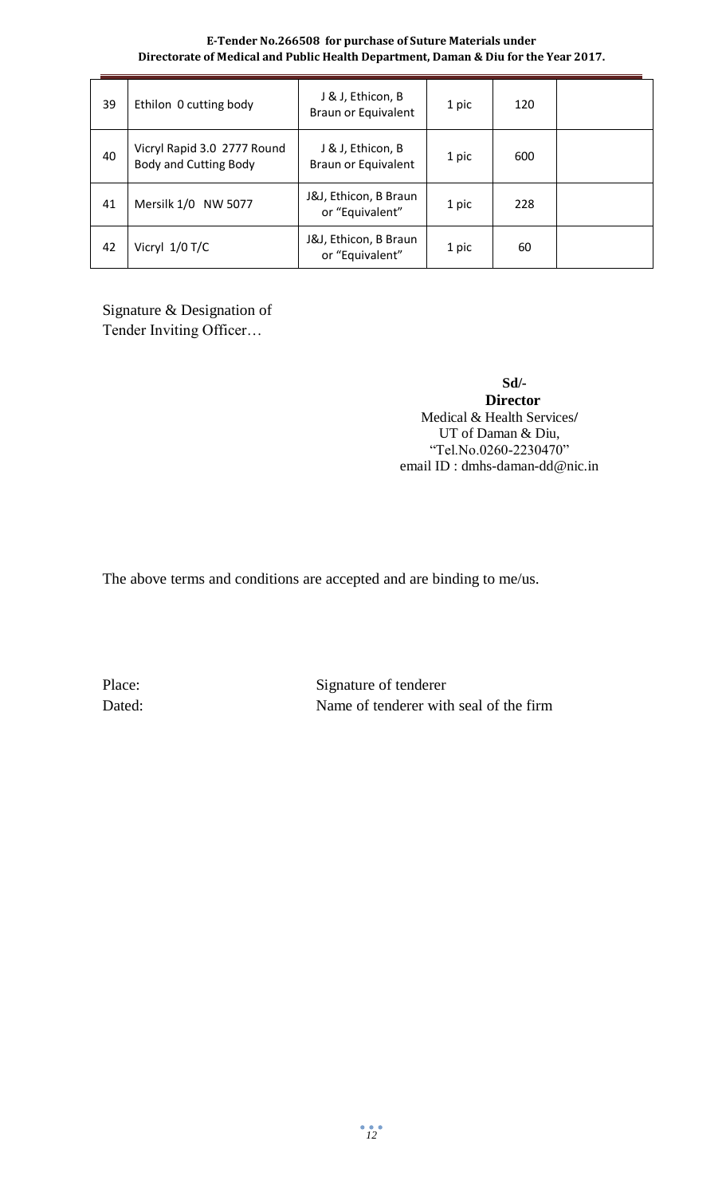| | | | | | |
|---|---|---|---|---|---|
| 39 | Ethilon 0 cutting body | J & J, Ethicon, B Braun or Equivalent | 1 pic | 120 | |
| 40 | Vicryl Rapid 3.0 2777 Round Body and Cutting Body | J & J, Ethicon, B Braun or Equivalent | 1 pic | 600 | |
| 41 | Mersilk 1/0 NW 5077 | J&J, Ethicon, B Braun or "Equivalent" | 1 pic | 228 | |
| 42 | Vicryl 1/0 T/C | J&J, Ethicon, B Braun or "Equivalent" | 1 pic | 60 | |

Signature & Designation of
Tender Inviting Officer…

**Sd/-**
**Director**
Medical & Health Services/
UT of Daman & Diu,
"Tel.No.0260-2230470"
email ID : dmhs-daman-dd@nic.in

The above terms and conditions are accepted and are binding to me/us.

Place: Signature of tenderer
Dated: Name of tenderer with seal of the firm